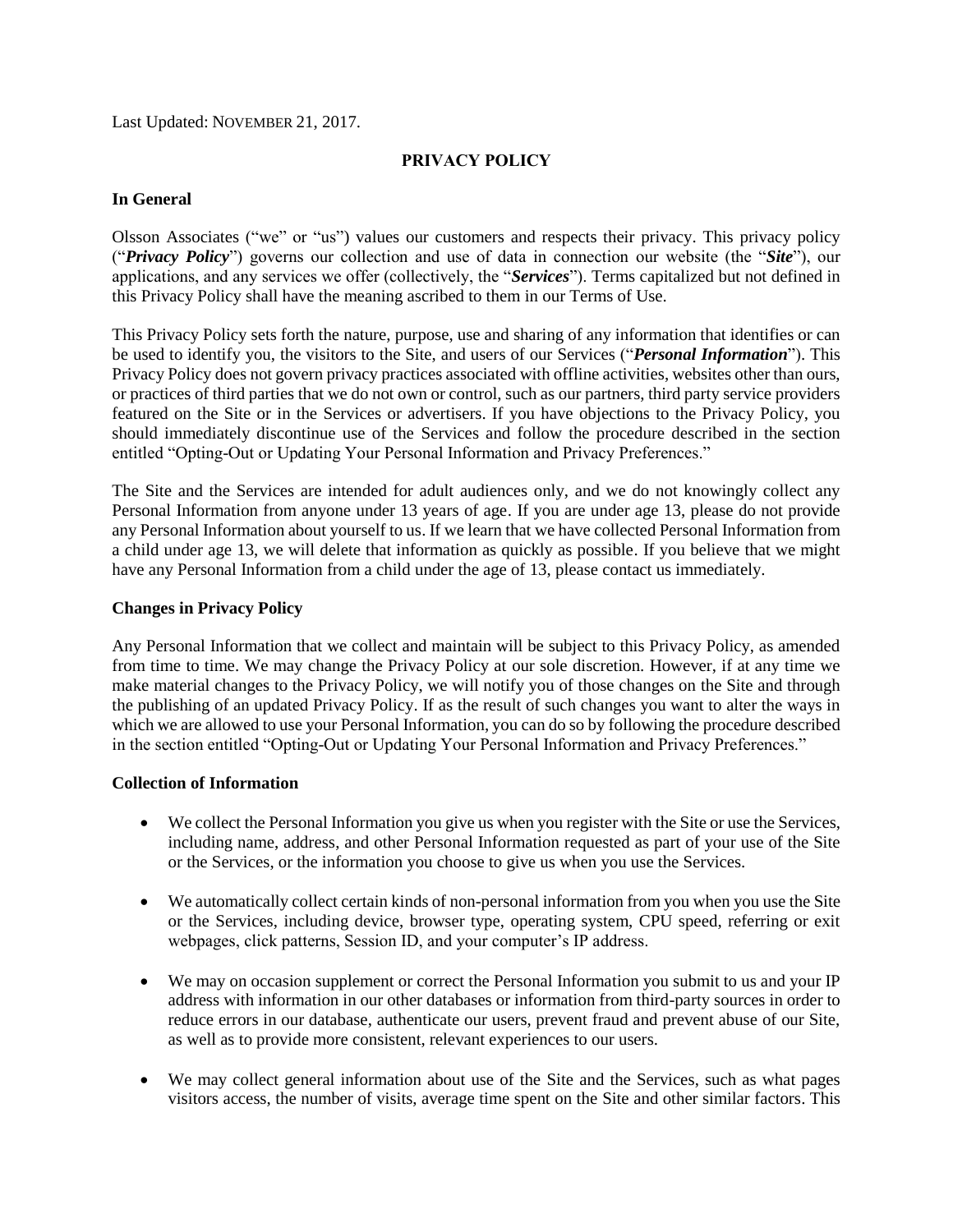Last Updated: NOVEMBER 21, 2017.

# PRIVACY POLICY

## In General

Olsson Associates ("we" or "us") values our customers and respects their privacy. This privacy policy ("***Privacy Policy***") governs our collection and use of data in connection our website (the "***Site***"), our applications, and any services we offer (collectively, the "***Services***"). Terms capitalized but not defined in this Privacy Policy shall have the meaning ascribed to them in our Terms of Use.

This Privacy Policy sets forth the nature, purpose, use and sharing of any information that identifies or can be used to identify you, the visitors to the Site, and users of our Services ("***Personal Information***"). This Privacy Policy does not govern privacy practices associated with offline activities, websites other than ours, or practices of third parties that we do not own or control, such as our partners, third party service providers featured on the Site or in the Services or advertisers. If you have objections to the Privacy Policy, you should immediately discontinue use of the Services and follow the procedure described in the section entitled "Opting-Out or Updating Your Personal Information and Privacy Preferences."

The Site and the Services are intended for adult audiences only, and we do not knowingly collect any Personal Information from anyone under 13 years of age. If you are under age 13, please do not provide any Personal Information about yourself to us. If we learn that we have collected Personal Information from a child under age 13, we will delete that information as quickly as possible. If you believe that we might have any Personal Information from a child under the age of 13, please contact us immediately.

## Changes in Privacy Policy

Any Personal Information that we collect and maintain will be subject to this Privacy Policy, as amended from time to time. We may change the Privacy Policy at our sole discretion. However, if at any time we make material changes to the Privacy Policy, we will notify you of those changes on the Site and through the publishing of an updated Privacy Policy. If as the result of such changes you want to alter the ways in which we are allowed to use your Personal Information, you can do so by following the procedure described in the section entitled "Opting-Out or Updating Your Personal Information and Privacy Preferences."

## Collection of Information

- We collect the Personal Information you give us when you register with the Site or use the Services, including name, address, and other Personal Information requested as part of your use of the Site or the Services, or the information you choose to give us when you use the Services.
- We automatically collect certain kinds of non-personal information from you when you use the Site or the Services, including device, browser type, operating system, CPU speed, referring or exit webpages, click patterns, Session ID, and your computer's IP address.
- We may on occasion supplement or correct the Personal Information you submit to us and your IP address with information in our other databases or information from third-party sources in order to reduce errors in our database, authenticate our users, prevent fraud and prevent abuse of our Site, as well as to provide more consistent, relevant experiences to our users.
- We may collect general information about use of the Site and the Services, such as what pages visitors access, the number of visits, average time spent on the Site and other similar factors. This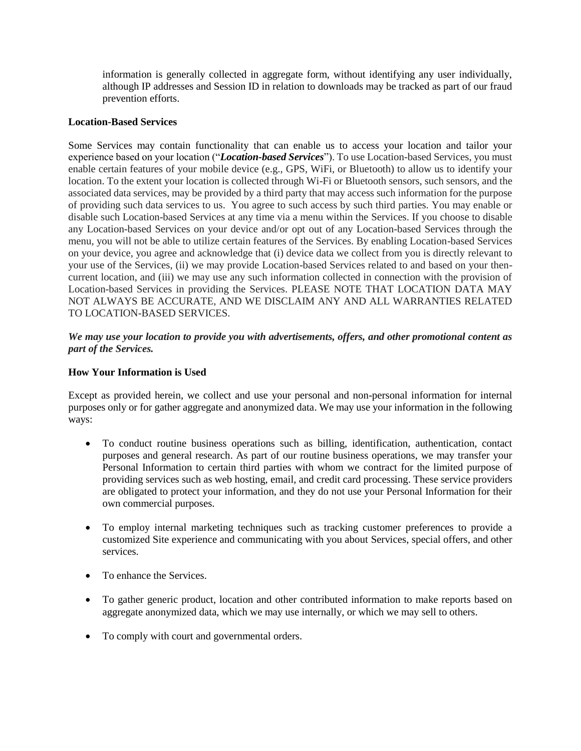information is generally collected in aggregate form, without identifying any user individually, although IP addresses and Session ID in relation to downloads may be tracked as part of our fraud prevention efforts.

**Location-Based Services**

Some Services may contain functionality that can enable us to access your location and tailor your experience based on your location ("***Location-based Services***"). To use Location-based Services, you must enable certain features of your mobile device (e.g., GPS, WiFi, or Bluetooth) to allow us to identify your location. To the extent your location is collected through Wi-Fi or Bluetooth sensors, such sensors, and the associated data services, may be provided by a third party that may access such information for the purpose of providing such data services to us. You agree to such access by such third parties. You may enable or disable such Location-based Services at any time via a menu within the Services. If you choose to disable any Location-based Services on your device and/or opt out of any Location-based Services through the menu, you will not be able to utilize certain features of the Services. By enabling Location-based Services on your device, you agree and acknowledge that (i) device data we collect from you is directly relevant to your use of the Services, (ii) we may provide Location-based Services related to and based on your then-current location, and (iii) we may use any such information collected in connection with the provision of Location-based Services in providing the Services. PLEASE NOTE THAT LOCATION DATA MAY NOT ALWAYS BE ACCURATE, AND WE DISCLAIM ANY AND ALL WARRANTIES RELATED TO LOCATION-BASED SERVICES.

***We may use your location to provide you with advertisements, offers, and other promotional content as part of the Services.***

**How Your Information is Used**

Except as provided herein, we collect and use your personal and non-personal information for internal purposes only or for gather aggregate and anonymized data. We may use your information in the following ways:

- To conduct routine business operations such as billing, identification, authentication, contact purposes and general research. As part of our routine business operations, we may transfer your Personal Information to certain third parties with whom we contract for the limited purpose of providing services such as web hosting, email, and credit card processing. These service providers are obligated to protect your information, and they do not use your Personal Information for their own commercial purposes.
- To employ internal marketing techniques such as tracking customer preferences to provide a customized Site experience and communicating with you about Services, special offers, and other services.
- To enhance the Services.
- To gather generic product, location and other contributed information to make reports based on aggregate anonymized data, which we may use internally, or which we may sell to others.
- To comply with court and governmental orders.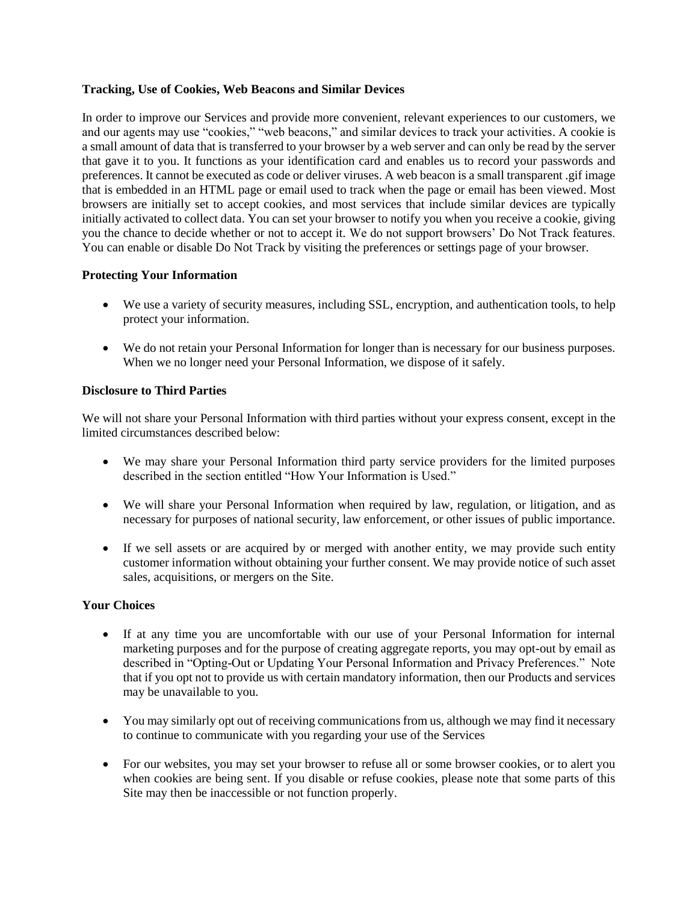**Tracking, Use of Cookies, Web Beacons and Similar Devices**

In order to improve our Services and provide more convenient, relevant experiences to our customers, we and our agents may use "cookies," "web beacons," and similar devices to track your activities. A cookie is a small amount of data that is transferred to your browser by a web server and can only be read by the server that gave it to you. It functions as your identification card and enables us to record your passwords and preferences. It cannot be executed as code or deliver viruses. A web beacon is a small transparent .gif image that is embedded in an HTML page or email used to track when the page or email has been viewed. Most browsers are initially set to accept cookies, and most services that include similar devices are typically initially activated to collect data. You can set your browser to notify you when you receive a cookie, giving you the chance to decide whether or not to accept it. We do not support browsers' Do Not Track features. You can enable or disable Do Not Track by visiting the preferences or settings page of your browser.

**Protecting Your Information**

- We use a variety of security measures, including SSL, encryption, and authentication tools, to help protect your information.
- We do not retain your Personal Information for longer than is necessary for our business purposes. When we no longer need your Personal Information, we dispose of it safely.

**Disclosure to Third Parties**

We will not share your Personal Information with third parties without your express consent, except in the limited circumstances described below:

- We may share your Personal Information third party service providers for the limited purposes described in the section entitled "How Your Information is Used."
- We will share your Personal Information when required by law, regulation, or litigation, and as necessary for purposes of national security, law enforcement, or other issues of public importance.
- If we sell assets or are acquired by or merged with another entity, we may provide such entity customer information without obtaining your further consent. We may provide notice of such asset sales, acquisitions, or mergers on the Site.

**Your Choices**

- If at any time you are uncomfortable with our use of your Personal Information for internal marketing purposes and for the purpose of creating aggregate reports, you may opt-out by email as described in "Opting-Out or Updating Your Personal Information and Privacy Preferences." Note that if you opt not to provide us with certain mandatory information, then our Products and services may be unavailable to you.
- You may similarly opt out of receiving communications from us, although we may find it necessary to continue to communicate with you regarding your use of the Services
- For our websites, you may set your browser to refuse all or some browser cookies, or to alert you when cookies are being sent. If you disable or refuse cookies, please note that some parts of this Site may then be inaccessible or not function properly.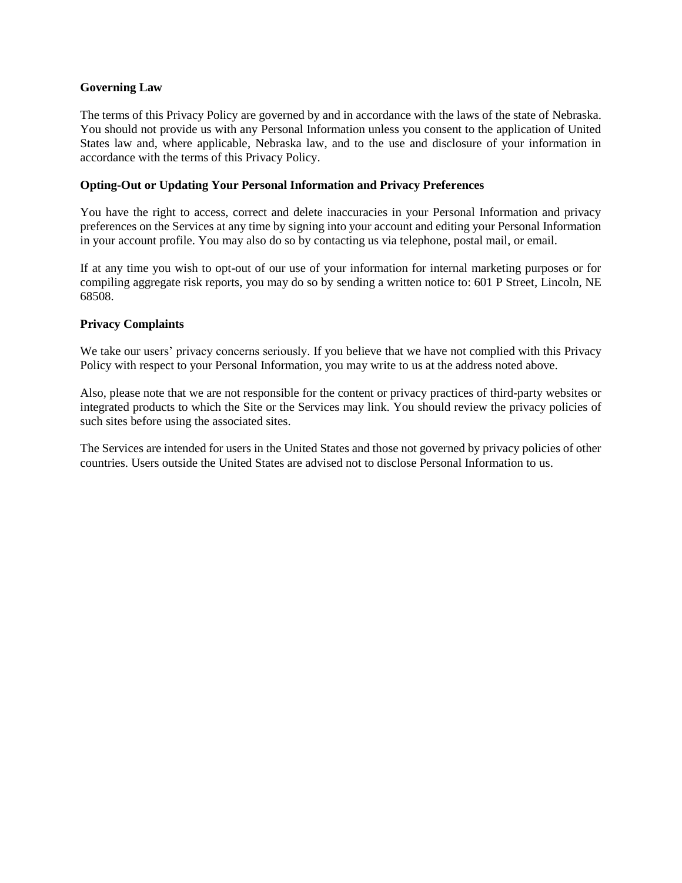**Governing Law**

The terms of this Privacy Policy are governed by and in accordance with the laws of the state of Nebraska. You should not provide us with any Personal Information unless you consent to the application of United States law and, where applicable, Nebraska law, and to the use and disclosure of your information in accordance with the terms of this Privacy Policy.

**Opting-Out or Updating Your Personal Information and Privacy Preferences**

You have the right to access, correct and delete inaccuracies in your Personal Information and privacy preferences on the Services at any time by signing into your account and editing your Personal Information in your account profile. You may also do so by contacting us via telephone, postal mail, or email.

If at any time you wish to opt-out of our use of your information for internal marketing purposes or for compiling aggregate risk reports, you may do so by sending a written notice to: 601 P Street, Lincoln, NE 68508.

**Privacy Complaints**

We take our users' privacy concerns seriously. If you believe that we have not complied with this Privacy Policy with respect to your Personal Information, you may write to us at the address noted above.

Also, please note that we are not responsible for the content or privacy practices of third-party websites or integrated products to which the Site or the Services may link. You should review the privacy policies of such sites before using the associated sites.

The Services are intended for users in the United States and those not governed by privacy policies of other countries. Users outside the United States are advised not to disclose Personal Information to us.